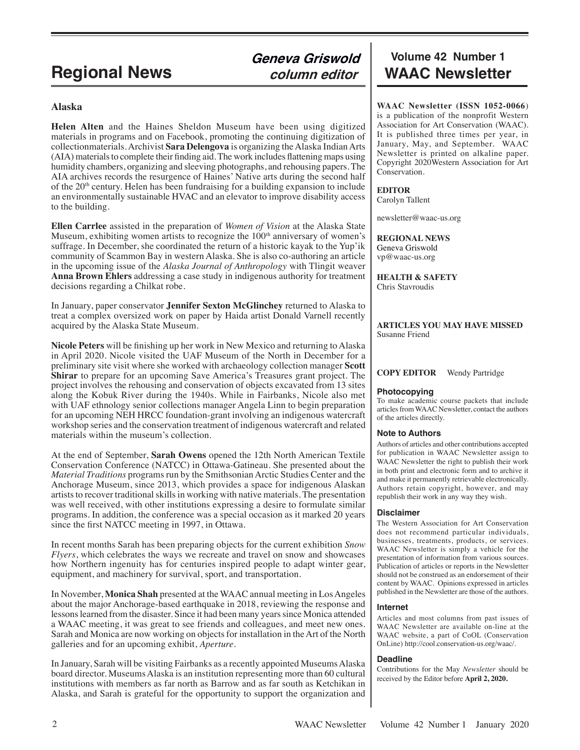# Regional News

***Geneva Griswold column editor***

## Alaska

**Helen Alten** and the Haines Sheldon Museum have been using digitized materials in programs and on Facebook, promoting the continuing digitization of collectionmaterials. Archivist **Sara Delengova** is organizing the Alaska Indian Arts (AIA) materials to complete their finding aid. The work includes flattening maps using humidity chambers, organizing and sleeving photographs, and rehousing papers. The AIA archives records the resurgence of Haines' Native arts during the second half of the 20th century. Helen has been fundraising for a building expansion to include an environmentally sustainable HVAC and an elevator to improve disability access to the building.

**Ellen Carrlee** assisted in the preparation of *Women of Vision* at the Alaska State Museum, exhibiting women artists to recognize the 100th anniversary of women's suffrage. In December, she coordinated the return of a historic kayak to the Yup'ik community of Scammon Bay in western Alaska. She is also co-authoring an article in the upcoming issue of the *Alaska Journal of Anthropology* with Tlingit weaver **Anna Brown Ehlers** addressing a case study in indigenous authority for treatment decisions regarding a Chilkat robe.

In January, paper conservator **Jennifer Sexton McGlinchey** returned to Alaska to treat a complex oversized work on paper by Haida artist Donald Varnell recently acquired by the Alaska State Museum.

**Nicole Peters** will be finishing up her work in New Mexico and returning to Alaska in April 2020. Nicole visited the UAF Museum of the North in December for a preliminary site visit where she worked with archaeology collection manager **Scott Shirar** to prepare for an upcoming Save America's Treasures grant project. The project involves the rehousing and conservation of objects excavated from 13 sites along the Kobuk River during the 1940s. While in Fairbanks, Nicole also met with UAF ethnology senior collections manager Angela Linn to begin preparation for an upcoming NEH HRCC foundation-grant involving an indigenous watercraft workshop series and the conservation treatment of indigenous watercraft and related materials within the museum's collection.

At the end of September, **Sarah Owens** opened the 12th North American Textile Conservation Conference (NATCC) in Ottawa-Gatineau. She presented about the *Material Traditions* programs run by the Smithsonian Arctic Studies Center and the Anchorage Museum, since 2013, which provides a space for indigenous Alaskan artists to recover traditional skills in working with native materials. The presentation was well received, with other institutions expressing a desire to formulate similar programs. In addition, the conference was a special occasion as it marked 20 years since the first NATCC meeting in 1997, in Ottawa.

In recent months Sarah has been preparing objects for the current exhibition *Snow Flyers*, which celebrates the ways we recreate and travel on snow and showcases how Northern ingenuity has for centuries inspired people to adapt winter gear, equipment, and machinery for survival, sport, and transportation.

In November, **Monica Shah** presented at the WAAC annual meeting in Los Angeles about the major Anchorage-based earthquake in 2018, reviewing the response and lessons learned from the disaster. Since it had been many years since Monica attended a WAAC meeting, it was great to see friends and colleagues, and meet new ones. Sarah and Monica are now working on objects for installation in the Art of the North galleries and for an upcoming exhibit, *Aperture*.

In January, Sarah will be visiting Fairbanks as a recently appointed Museums Alaska board director. Museums Alaska is an institution representing more than 60 cultural institutions with members as far north as Barrow and as far south as Ketchikan in Alaska, and Sarah is grateful for the opportunity to support the organization and

---

## Volume 42 Number 1 WAAC Newsletter

**WAAC Newsletter (ISSN 1052-0066)** is a publication of the nonprofit Western Association for Art Conservation (WAAC). It is published three times per year, in January, May, and September. WAAC Newsletter is printed on alkaline paper. Copyright 2020Western Association for Art Conservation.

**EDITOR**
Carolyn Tallent

newsletter@waac-us.org

**REGIONAL NEWS**
Geneva Griswold
vp@waac-us.org

**HEALTH & SAFETY**
Chris Stavroudis

**ARTICLES YOU MAY HAVE MISSED**
Susanne Friend

**COPY EDITOR** Wendy Partridge

### Photocopying

To make academic course packets that include articles from WAAC Newsletter, contact the authors of the articles directly.

### Note to Authors

Authors of articles and other contributions accepted for publication in WAAC Newsletter assign to WAAC Newsletter the right to publish their work in both print and electronic form and to archive it and make it permanently retrievable electronically. Authors retain copyright, however, and may republish their work in any way they wish.

### Disclaimer

The Western Association for Art Conservation does not recommend particular individuals, businesses, treatments, products, or services. WAAC Newsletter is simply a vehicle for the presentation of information from various sources. Publication of articles or reports in the Newsletter should not be construed as an endorsement of their content by WAAC. Opinions expressed in articles published in the Newsletter are those of the authors.

### Internet

Articles and most columns from past issues of WAAC Newsletter are available on-line at the WAAC website, a part of CoOL (Conservation OnLine) http://cool.conservation-us.org/waac/.

### Deadline

Contributions for the May *Newsletter* should be received by the Editor before **April 2, 2020.**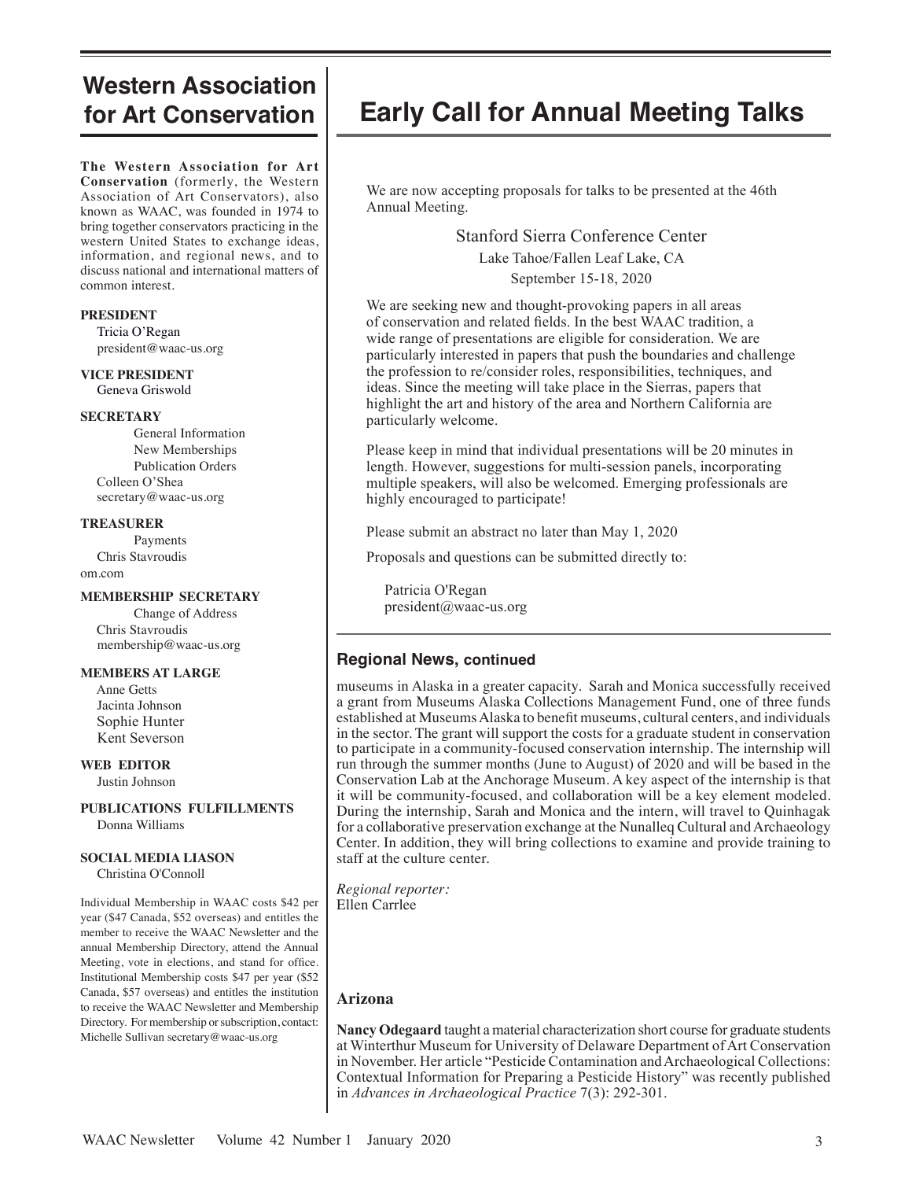## Western Association for Art Conservation

**The Western Association for Art Conservation** (formerly, the Western Association of Art Conservators), also known as WAAC, was founded in 1974 to bring together conservators practicing in the western United States to exchange ideas, information, and regional news, and to discuss national and international matters of common interest.

**PRESIDENT**
Tricia O'Regan
president@waac-us.org

**VICE PRESIDENT**
Geneva Griswold

**SECRETARY**
General Information
New Memberships
Publication Orders
Colleen O'Shea
secretary@waac-us.org

**TREASURER**
Payments
Chris Stavroudis
om.com

**MEMBERSHIP SECRETARY**
Change of Address
Chris Stavroudis
membership@waac-us.org

**MEMBERS AT LARGE**
Anne Getts
Jacinta Johnson
Sophie Hunter
Kent Severson

**WEB EDITOR**
Justin Johnson

**PUBLICATIONS FULFILLMENTS**
Donna Williams

**SOCIAL MEDIA LIASON**
Christina O'Connoll

Individual Membership in WAAC costs $42 per year ($47 Canada, $52 overseas) and entitles the member to receive the WAAC Newsletter and the annual Membership Directory, attend the Annual Meeting, vote in elections, and stand for office. Institutional Membership costs $47 per year ($52 Canada, $57 overseas) and entitles the institution to receive the WAAC Newsletter and Membership Directory. For membership or subscription, contact: Michelle Sullivan secretary@waac-us.org

# Early Call for Annual Meeting Talks

We are now accepting proposals for talks to be presented at the 46th Annual Meeting.

Stanford Sierra Conference Center
Lake Tahoe/Fallen Leaf Lake, CA
September 15-18, 2020

We are seeking new and thought-provoking papers in all areas of conservation and related fields. In the best WAAC tradition, a wide range of presentations are eligible for consideration. We are particularly interested in papers that push the boundaries and challenge the profession to re/consider roles, responsibilities, techniques, and ideas. Since the meeting will take place in the Sierras, papers that highlight the art and history of the area and Northern California are particularly welcome.

Please keep in mind that individual presentations will be 20 minutes in length. However, suggestions for multi-session panels, incorporating multiple speakers, will also be welcomed. Emerging professionals are highly encouraged to participate!

Please submit an abstract no later than May 1, 2020

Proposals and questions can be submitted directly to:

Patricia O'Regan
president@waac-us.org

### Regional News, continued

museums in Alaska in a greater capacity. Sarah and Monica successfully received a grant from Museums Alaska Collections Management Fund, one of three funds established at Museums Alaska to benefit museums, cultural centers, and individuals in the sector. The grant will support the costs for a graduate student in conservation to participate in a community-focused conservation internship. The internship will run through the summer months (June to August) of 2020 and will be based in the Conservation Lab at the Anchorage Museum. A key aspect of the internship is that it will be community-focused, and collaboration will be a key element modeled. During the internship, Sarah and Monica and the intern, will travel to Quinhagak for a collaborative preservation exchange at the Nunalleq Cultural and Archaeology Center. In addition, they will bring collections to examine and provide training to staff at the culture center.

*Regional reporter:*
Ellen Carrlee

### Arizona

**Nancy Odegaard** taught a material characterization short course for graduate students at Winterthur Museum for University of Delaware Department of Art Conservation in November. Her article "Pesticide Contamination and Archaeological Collections: Contextual Information for Preparing a Pesticide History" was recently published in *Advances in Archaeological Practice* 7(3): 292-301.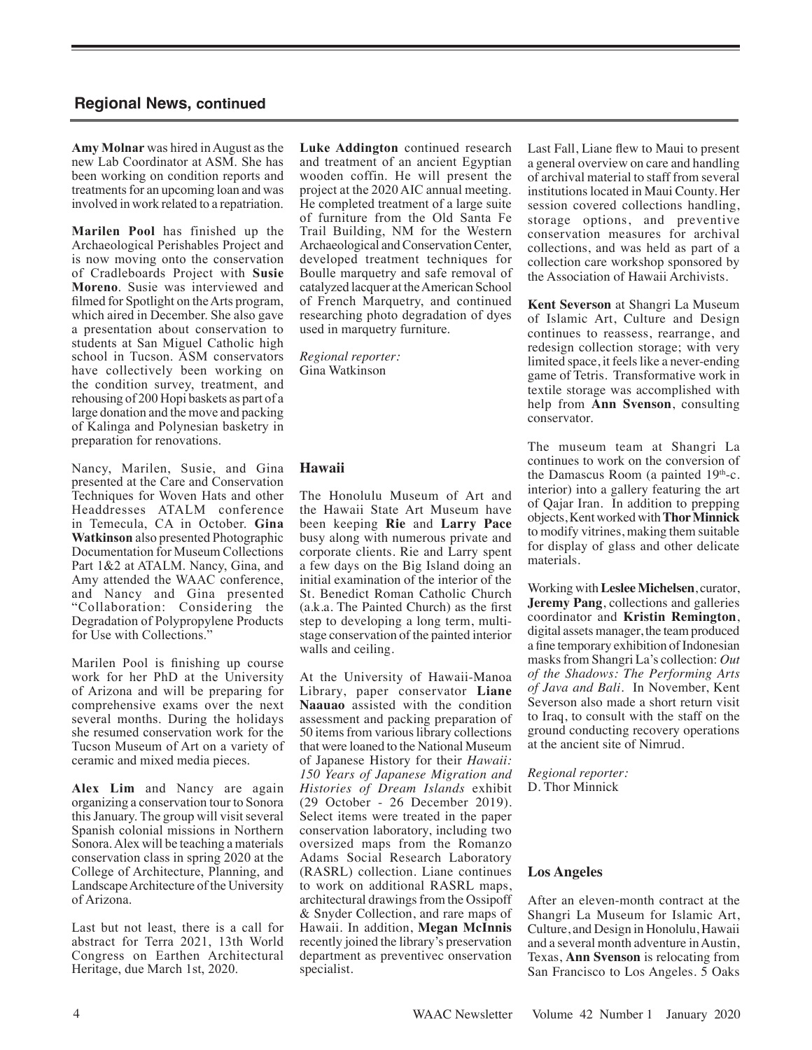## Regional News, continued

**Amy Molnar** was hired in August as the new Lab Coordinator at ASM. She has been working on condition reports and treatments for an upcoming loan and was involved in work related to a repatriation.

**Marilen Pool** has finished up the Archaeological Perishables Project and is now moving onto the conservation of Cradleboards Project with **Susie Moreno**. Susie was interviewed and filmed for Spotlight on the Arts program, which aired in December. She also gave a presentation about conservation to students at San Miguel Catholic high school in Tucson. ASM conservators have collectively been working on the condition survey, treatment, and rehousing of 200 Hopi baskets as part of a large donation and the move and packing of Kalinga and Polynesian basketry in preparation for renovations.

Nancy, Marilen, Susie, and Gina presented at the Care and Conservation Techniques for Woven Hats and other Headdresses ATALM conference in Temecula, CA in October. **Gina Watkinson** also presented Photographic Documentation for Museum Collections Part 1&2 at ATALM. Nancy, Gina, and Amy attended the WAAC conference, and Nancy and Gina presented "Collaboration: Considering the Degradation of Polypropylene Products for Use with Collections."

Marilen Pool is finishing up course work for her PhD at the University of Arizona and will be preparing for comprehensive exams over the next several months. During the holidays she resumed conservation work for the Tucson Museum of Art on a variety of ceramic and mixed media pieces.

**Alex Lim** and Nancy are again organizing a conservation tour to Sonora this January. The group will visit several Spanish colonial missions in Northern Sonora. Alex will be teaching a materials conservation class in spring 2020 at the College of Architecture, Planning, and Landscape Architecture of the University of Arizona.

Last but not least, there is a call for abstract for Terra 2021, 13th World Congress on Earthen Architectural Heritage, due March 1st, 2020.

**Luke Addington** continued research and treatment of an ancient Egyptian wooden coffin. He will present the project at the 2020 AIC annual meeting. He completed treatment of a large suite of furniture from the Old Santa Fe Trail Building, NM for the Western Archaeological and Conservation Center, developed treatment techniques for Boulle marquetry and safe removal of catalyzed lacquer at the American School of French Marquetry, and continued researching photo degradation of dyes used in marquetry furniture.

*Regional reporter:*
Gina Watkinson

### Hawaii

The Honolulu Museum of Art and the Hawaii State Art Museum have been keeping **Rie** and **Larry Pace** busy along with numerous private and corporate clients. Rie and Larry spent a few days on the Big Island doing an initial examination of the interior of the St. Benedict Roman Catholic Church (a.k.a. The Painted Church) as the first step to developing a long term, multi-stage conservation of the painted interior walls and ceiling.

At the University of Hawaii-Manoa Library, paper conservator **Liane Naauao** assisted with the condition assessment and packing preparation of 50 items from various library collections that were loaned to the National Museum of Japanese History for their *Hawaii: 150 Years of Japanese Migration and Histories of Dream Islands* exhibit (29 October - 26 December 2019). Select items were treated in the paper conservation laboratory, including two oversized maps from the Romanzo Adams Social Research Laboratory (RASRL) collection. Liane continues to work on additional RASRL maps, architectural drawings from the Ossipoff & Snyder Collection, and rare maps of Hawaii. In addition, **Megan McInnis** recently joined the library's preservation department as preventivec onservation specialist.

Last Fall, Liane flew to Maui to present a general overview on care and handling of archival material to staff from several institutions located in Maui County. Her session covered collections handling, storage options, and preventive conservation measures for archival collections, and was held as part of a collection care workshop sponsored by the Association of Hawaii Archivists.

**Kent Severson** at Shangri La Museum of Islamic Art, Culture and Design continues to reassess, rearrange, and redesign collection storage; with very limited space, it feels like a never-ending game of Tetris. Transformative work in textile storage was accomplished with help from **Ann Svenson**, consulting conservator.

The museum team at Shangri La continues to work on the conversion of the Damascus Room (a painted 19th-c. interior) into a gallery featuring the art of Qajar Iran. In addition to prepping objects, Kent worked with **Thor Minnick** to modify vitrines, making them suitable for display of glass and other delicate materials.

Working with **Leslee Michelsen**, curator, **Jeremy Pang**, collections and galleries coordinator and **Kristin Remington**, digital assets manager, the team produced a fine temporary exhibition of Indonesian masks from Shangri La's collection: *Out of the Shadows: The Performing Arts of Java and Bali*. In November, Kent Severson also made a short return visit to Iraq, to consult with the staff on the ground conducting recovery operations at the ancient site of Nimrud.

*Regional reporter:*
D. Thor Minnick

### Los Angeles

After an eleven-month contract at the Shangri La Museum for Islamic Art, Culture, and Design in Honolulu, Hawaii and a several month adventure in Austin, Texas, **Ann Svenson** is relocating from San Francisco to Los Angeles. 5 Oaks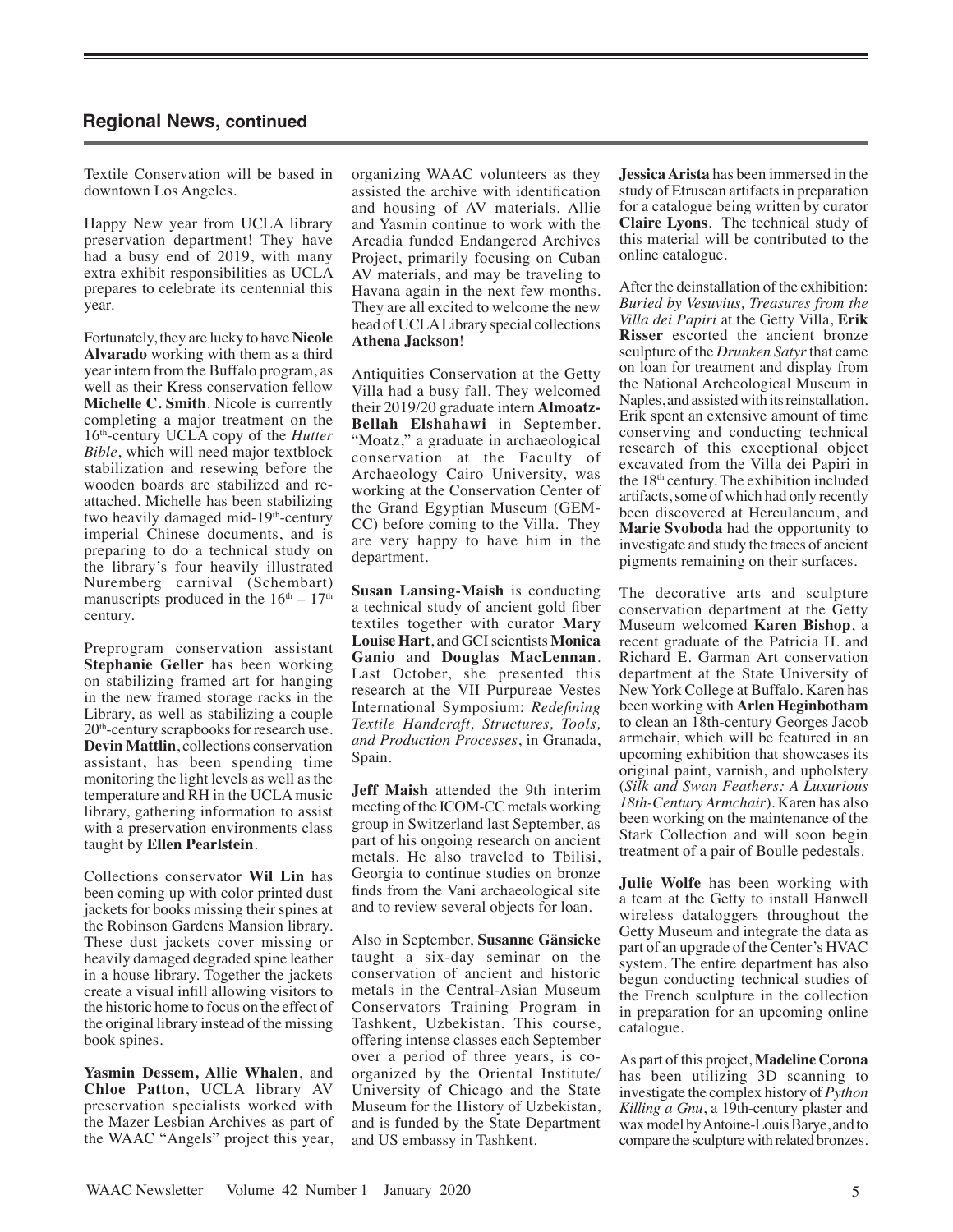## Regional News, continued

Textile Conservation will be based in downtown Los Angeles.

Happy New year from UCLA library preservation department! They have had a busy end of 2019, with many extra exhibit responsibilities as UCLA prepares to celebrate its centennial this year.

Fortunately, they are lucky to have **Nicole Alvarado** working with them as a third year intern from the Buffalo program, as well as their Kress conservation fellow **Michelle C. Smith**. Nicole is currently completing a major treatment on the 16th-century UCLA copy of the *Hutter Bible*, which will need major textblock stabilization and resewing before the wooden boards are stabilized and re-attached. Michelle has been stabilizing two heavily damaged mid-19th-century imperial Chinese documents, and is preparing to do a technical study on the library's four heavily illustrated Nuremberg carnival (Schembart) manuscripts produced in the 16th – 17th century.

Preprogram conservation assistant **Stephanie Geller** has been working on stabilizing framed art for hanging in the new framed storage racks in the Library, as well as stabilizing a couple 20th-century scrapbooks for research use. **Devin Mattlin**, collections conservation assistant, has been spending time monitoring the light levels as well as the temperature and RH in the UCLA music library, gathering information to assist with a preservation environments class taught by **Ellen Pearlstein**.

Collections conservator **Wil Lin** has been coming up with color printed dust jackets for books missing their spines at the Robinson Gardens Mansion library. These dust jackets cover missing or heavily damaged degraded spine leather in a house library. Together the jackets create a visual infill allowing visitors to the historic home to focus on the effect of the original library instead of the missing book spines.

**Yasmin Dessem, Allie Whalen**, and **Chloe Patton**, UCLA library AV preservation specialists worked with the Mazer Lesbian Archives as part of the WAAC "Angels" project this year, organizing WAAC volunteers as they assisted the archive with identification and housing of AV materials. Allie and Yasmin continue to work with the Arcadia funded Endangered Archives Project, primarily focusing on Cuban AV materials, and may be traveling to Havana again in the next few months. They are all excited to welcome the new head of UCLA Library special collections **Athena Jackson**!

Antiquities Conservation at the Getty Villa had a busy fall. They welcomed their 2019/20 graduate intern **Almoatz-Bellah Elshahawi** in September. "Moatz," a graduate in archaeological conservation at the Faculty of Archaeology Cairo University, was working at the Conservation Center of the Grand Egyptian Museum (GEM-CC) before coming to the Villa. They are very happy to have him in the department.

**Susan Lansing-Maish** is conducting a technical study of ancient gold fiber textiles together with curator **Mary Louise Hart**, and GCI scientists **Monica Ganio** and **Douglas MacLennan**. Last October, she presented this research at the VII Purpureae Vestes International Symposium: *Redefining Textile Handcraft, Structures, Tools, and Production Processes*, in Granada, Spain.

**Jeff Maish** attended the 9th interim meeting of the ICOM-CC metals working group in Switzerland last September, as part of his ongoing research on ancient metals. He also traveled to Tbilisi, Georgia to continue studies on bronze finds from the Vani archaeological site and to review several objects for loan.

Also in September, **Susanne Gänsicke** taught a six-day seminar on the conservation of ancient and historic metals in the Central-Asian Museum Conservators Training Program in Tashkent, Uzbekistan. This course, offering intense classes each September over a period of three years, is co-organized by the Oriental Institute/ University of Chicago and the State Museum for the History of Uzbekistan, and is funded by the State Department and US embassy in Tashkent.

**Jessica Arista** has been immersed in the study of Etruscan artifacts in preparation for a catalogue being written by curator **Claire Lyons**. The technical study of this material will be contributed to the online catalogue.

After the deinstallation of the exhibition: *Buried by Vesuvius, Treasures from the Villa dei Papiri* at the Getty Villa, **Erik Risser** escorted the ancient bronze sculpture of the *Drunken Satyr* that came on loan for treatment and display from the National Archeological Museum in Naples, and assisted with its reinstallation. Erik spent an extensive amount of time conserving and conducting technical research of this exceptional object excavated from the Villa dei Papiri in the 18th century. The exhibition included artifacts, some of which had only recently been discovered at Herculaneum, and **Marie Svoboda** had the opportunity to investigate and study the traces of ancient pigments remaining on their surfaces.

The decorative arts and sculpture conservation department at the Getty Museum welcomed **Karen Bishop**, a recent graduate of the Patricia H. and Richard E. Garman Art conservation department at the State University of New York College at Buffalo. Karen has been working with **Arlen Heginbotham** to clean an 18th-century Georges Jacob armchair, which will be featured in an upcoming exhibition that showcases its original paint, varnish, and upholstery (*Silk and Swan Feathers: A Luxurious 18th-Century Armchair*). Karen has also been working on the maintenance of the Stark Collection and will soon begin treatment of a pair of Boulle pedestals.

**Julie Wolfe** has been working with a team at the Getty to install Hanwell wireless dataloggers throughout the Getty Museum and integrate the data as part of an upgrade of the Center's HVAC system. The entire department has also begun conducting technical studies of the French sculpture in the collection in preparation for an upcoming online catalogue.

As part of this project, **Madeline Corona** has been utilizing 3D scanning to investigate the complex history of *Python Killing a Gnu*, a 19th-century plaster and wax model by Antoine-Louis Barye, and to compare the sculpture with related bronzes.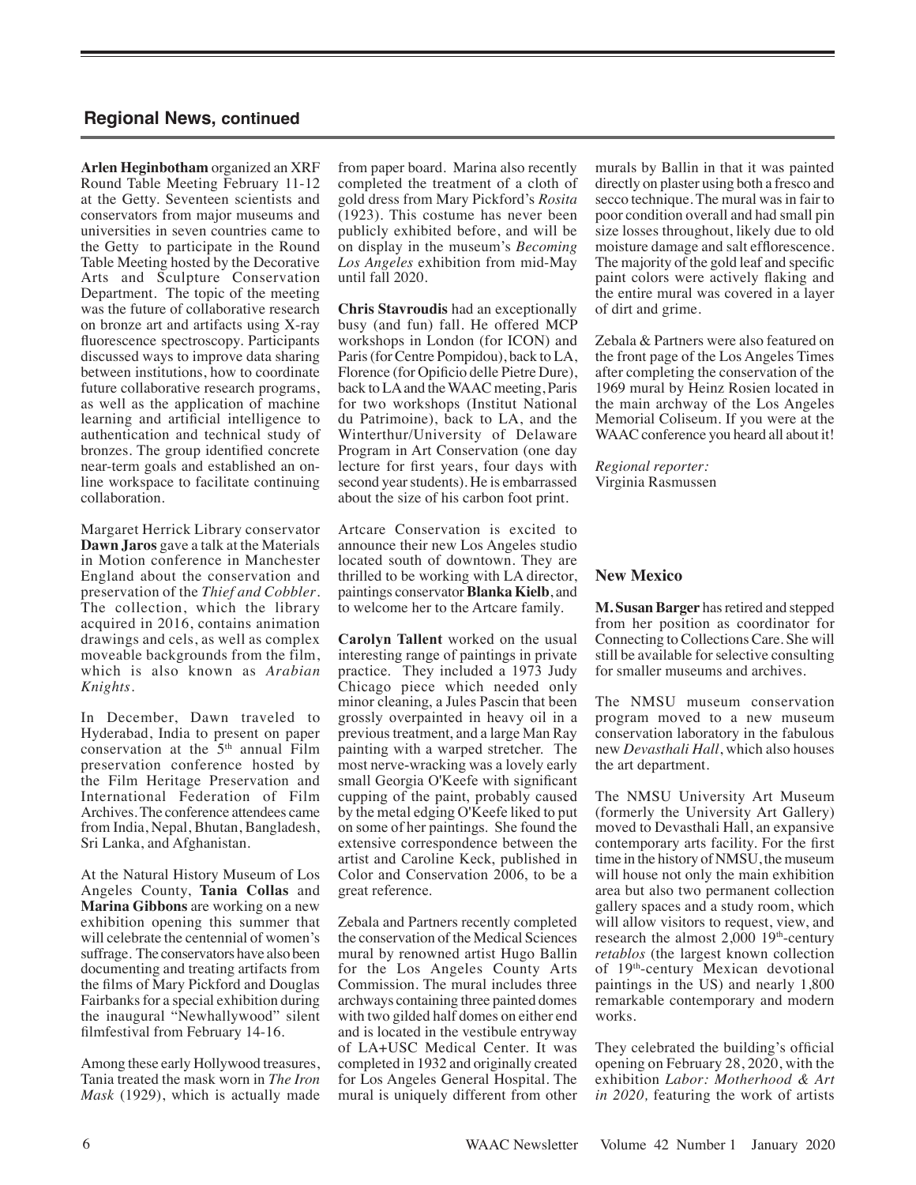## Regional News, continued

**Arlen Heginbotham** organized an XRF Round Table Meeting February 11-12 at the Getty. Seventeen scientists and conservators from major museums and universities in seven countries came to the Getty to participate in the Round Table Meeting hosted by the Decorative Arts and Sculpture Conservation Department. The topic of the meeting was the future of collaborative research on bronze art and artifacts using X-ray fluorescence spectroscopy. Participants discussed ways to improve data sharing between institutions, how to coordinate future collaborative research programs, as well as the application of machine learning and artificial intelligence to authentication and technical study of bronzes. The group identified concrete near-term goals and established an on-line workspace to facilitate continuing collaboration.

Margaret Herrick Library conservator **Dawn Jaros** gave a talk at the Materials in Motion conference in Manchester England about the conservation and preservation of the *Thief and Cobbler*. The collection, which the library acquired in 2016, contains animation drawings and cels, as well as complex moveable backgrounds from the film, which is also known as *Arabian Knights*.

In December, Dawn traveled to Hyderabad, India to present on paper conservation at the 5th annual Film preservation conference hosted by the Film Heritage Preservation and International Federation of Film Archives. The conference attendees came from India, Nepal, Bhutan, Bangladesh, Sri Lanka, and Afghanistan.

At the Natural History Museum of Los Angeles County, **Tania Collas** and **Marina Gibbons** are working on a new exhibition opening this summer that will celebrate the centennial of women's suffrage. The conservators have also been documenting and treating artifacts from the films of Mary Pickford and Douglas Fairbanks for a special exhibition during the inaugural "Newhallywood" silent filmfestival from February 14-16.

Among these early Hollywood treasures, Tania treated the mask worn in *The Iron Mask* (1929), which is actually made from paper board. Marina also recently completed the treatment of a cloth of gold dress from Mary Pickford's *Rosita* (1923). This costume has never been publicly exhibited before, and will be on display in the museum's *Becoming Los Angeles* exhibition from mid-May until fall 2020.

**Chris Stavroudis** had an exceptionally busy (and fun) fall. He offered MCP workshops in London (for ICON) and Paris (for Centre Pompidou), back to LA, Florence (for Opificio delle Pietre Dure), back to LA and the WAAC meeting, Paris for two workshops (Institut National du Patrimoine), back to LA, and the Winterthur/University of Delaware Program in Art Conservation (one day lecture for first years, four days with second year students). He is embarrassed about the size of his carbon foot print.

Artcare Conservation is excited to announce their new Los Angeles studio located south of downtown. They are thrilled to be working with LA director, paintings conservator **Blanka Kielb**, and to welcome her to the Artcare family.

**Carolyn Tallent** worked on the usual interesting range of paintings in private practice. They included a 1973 Judy Chicago piece which needed only minor cleaning, a Jules Pascin that been grossly overpainted in heavy oil in a previous treatment, and a large Man Ray painting with a warped stretcher. The most nerve-wracking was a lovely early small Georgia O'Keefe with significant cupping of the paint, probably caused by the metal edging O'Keefe liked to put on some of her paintings. She found the extensive correspondence between the artist and Caroline Keck, published in Color and Conservation 2006, to be a great reference.

Zebala and Partners recently completed the conservation of the Medical Sciences mural by renowned artist Hugo Ballin for the Los Angeles County Arts Commission. The mural includes three archways containing three painted domes with two gilded half domes on either end and is located in the vestibule entryway of LA+USC Medical Center. It was completed in 1932 and originally created for Los Angeles General Hospital. The mural is uniquely different from other murals by Ballin in that it was painted directly on plaster using both a fresco and secco technique. The mural was in fair to poor condition overall and had small pin size losses throughout, likely due to old moisture damage and salt efflorescence. The majority of the gold leaf and specific paint colors were actively flaking and the entire mural was covered in a layer of dirt and grime.

Zebala & Partners were also featured on the front page of the Los Angeles Times after completing the conservation of the 1969 mural by Heinz Rosien located in the main archway of the Los Angeles Memorial Coliseum. If you were at the WAAC conference you heard all about it!

*Regional reporter:*
Virginia Rasmussen

### New Mexico

**M. Susan Barger** has retired and stepped from her position as coordinator for Connecting to Collections Care. She will still be available for selective consulting for smaller museums and archives.

The NMSU museum conservation program moved to a new museum conservation laboratory in the fabulous new *Devasthali Hall*, which also houses the art department.

The NMSU University Art Museum (formerly the University Art Gallery) moved to Devasthali Hall, an expansive contemporary arts facility. For the first time in the history of NMSU, the museum will house not only the main exhibition area but also two permanent collection gallery spaces and a study room, which will allow visitors to request, view, and research the almost 2,000 19th-century *retablos* (the largest known collection of 19th-century Mexican devotional paintings in the US) and nearly 1,800 remarkable contemporary and modern works.

They celebrated the building's official opening on February 28, 2020, with the exhibition *Labor: Motherhood & Art in 2020,* featuring the work of artists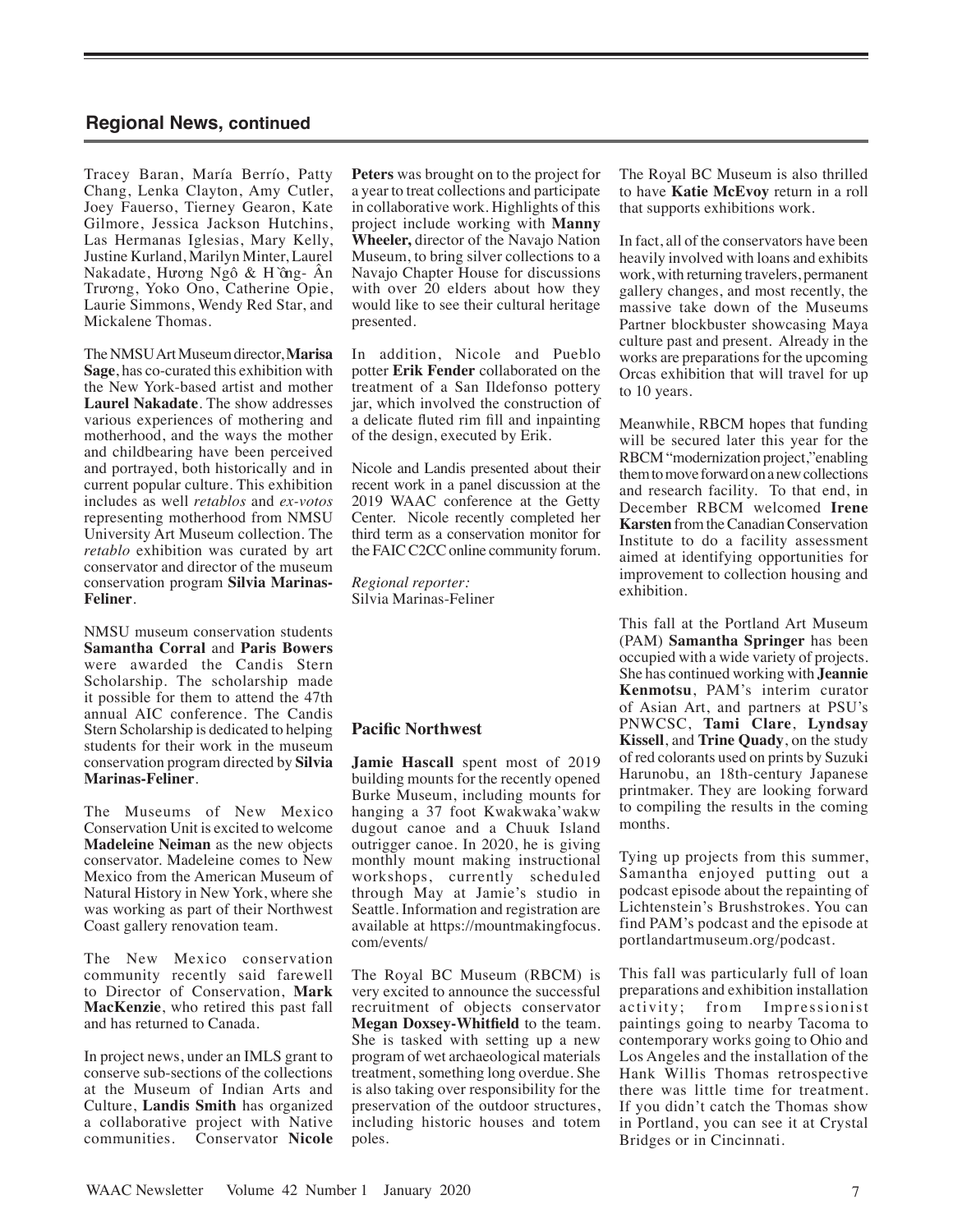## Regional News, continued

Tracey Baran, María Berrío, Patty Chang, Lenka Clayton, Amy Cutler, Joey Fauerso, Tierney Gearon, Kate Gilmore, Jessica Jackson Hutchins, Las Hermanas Iglesias, Mary Kelly, Justine Kurland, Marilyn Minter, Laurel Nakadate, Hương Ngô & Hồng- Ân Trương, Yoko Ono, Catherine Opie, Laurie Simmons, Wendy Red Star, and Mickalene Thomas.

The NMSU Art Museum director, **Marisa Sage**, has co-curated this exhibition with the New York-based artist and mother **Laurel Nakadate**. The show addresses various experiences of mothering and motherhood, and the ways the mother and childbearing have been perceived and portrayed, both historically and in current popular culture. This exhibition includes as well *retablos* and *ex-votos* representing motherhood from NMSU University Art Museum collection. The *retablo* exhibition was curated by art conservator and director of the museum conservation program **Silvia Marinas-Feliner**.

NMSU museum conservation students **Samantha Corral** and **Paris Bowers** were awarded the Candis Stern Scholarship. The scholarship made it possible for them to attend the 47th annual AIC conference. The Candis Stern Scholarship is dedicated to helping students for their work in the museum conservation program directed by **Silvia Marinas-Feliner**.

The Museums of New Mexico Conservation Unit is excited to welcome **Madeleine Neiman** as the new objects conservator. Madeleine comes to New Mexico from the American Museum of Natural History in New York, where she was working as part of their Northwest Coast gallery renovation team.

The New Mexico conservation community recently said farewell to Director of Conservation, **Mark MacKenzie**, who retired this past fall and has returned to Canada.

In project news, under an IMLS grant to conserve sub-sections of the collections at the Museum of Indian Arts and Culture, **Landis Smith** has organized a collaborative project with Native communities. Conservator **Nicole Peters** was brought on to the project for a year to treat collections and participate in collaborative work. Highlights of this project include working with **Manny Wheeler,** director of the Navajo Nation Museum, to bring silver collections to a Navajo Chapter House for discussions with over 20 elders about how they would like to see their cultural heritage presented.

In addition, Nicole and Pueblo potter **Erik Fender** collaborated on the treatment of a San Ildefonso pottery jar, which involved the construction of a delicate fluted rim fill and inpainting of the design, executed by Erik.

Nicole and Landis presented about their recent work in a panel discussion at the 2019 WAAC conference at the Getty Center. Nicole recently completed her third term as a conservation monitor for the FAIC C2CC online community forum.

*Regional reporter:*
Silvia Marinas-Feliner

### Pacific Northwest

**Jamie Hascall** spent most of 2019 building mounts for the recently opened Burke Museum, including mounts for hanging a 37 foot Kwakwaka'wakw dugout canoe and a Chuuk Island outrigger canoe. In 2020, he is giving monthly mount making instructional workshops, currently scheduled through May at Jamie's studio in Seattle. Information and registration are available at https://mountmakingfocus.com/events/

The Royal BC Museum (RBCM) is very excited to announce the successful recruitment of objects conservator **Megan Doxsey-Whitfield** to the team. She is tasked with setting up a new program of wet archaeological materials treatment, something long overdue. She is also taking over responsibility for the preservation of the outdoor structures, including historic houses and totem poles.

The Royal BC Museum is also thrilled to have **Katie McEvoy** return in a roll that supports exhibitions work.

In fact, all of the conservators have been heavily involved with loans and exhibits work, with returning travelers, permanent gallery changes, and most recently, the massive take down of the Museums Partner blockbuster showcasing Maya culture past and present. Already in the works are preparations for the upcoming Orcas exhibition that will travel for up to 10 years.

Meanwhile, RBCM hopes that funding will be secured later this year for the RBCM "modernization project," enabling them to move forward on a new collections and research facility. To that end, in December RBCM welcomed **Irene Karsten** from the Canadian Conservation Institute to do a facility assessment aimed at identifying opportunities for improvement to collection housing and exhibition.

This fall at the Portland Art Museum (PAM) **Samantha Springer** has been occupied with a wide variety of projects. She has continued working with **Jeannie Kenmotsu**, PAM's interim curator of Asian Art, and partners at PSU's PNWCSC, **Tami Clare**, **Lyndsay Kissell**, and **Trine Quady**, on the study of red colorants used on prints by Suzuki Harunobu, an 18th-century Japanese printmaker. They are looking forward to compiling the results in the coming months.

Tying up projects from this summer, Samantha enjoyed putting out a podcast episode about the repainting of Lichtenstein's Brushstrokes. You can find PAM's podcast and the episode at portlandartmuseum.org/podcast.

This fall was particularly full of loan preparations and exhibition installation activity; from Impressionist paintings going to nearby Tacoma to contemporary works going to Ohio and Los Angeles and the installation of the Hank Willis Thomas retrospective there was little time for treatment. If you didn't catch the Thomas show in Portland, you can see it at Crystal Bridges or in Cincinnati.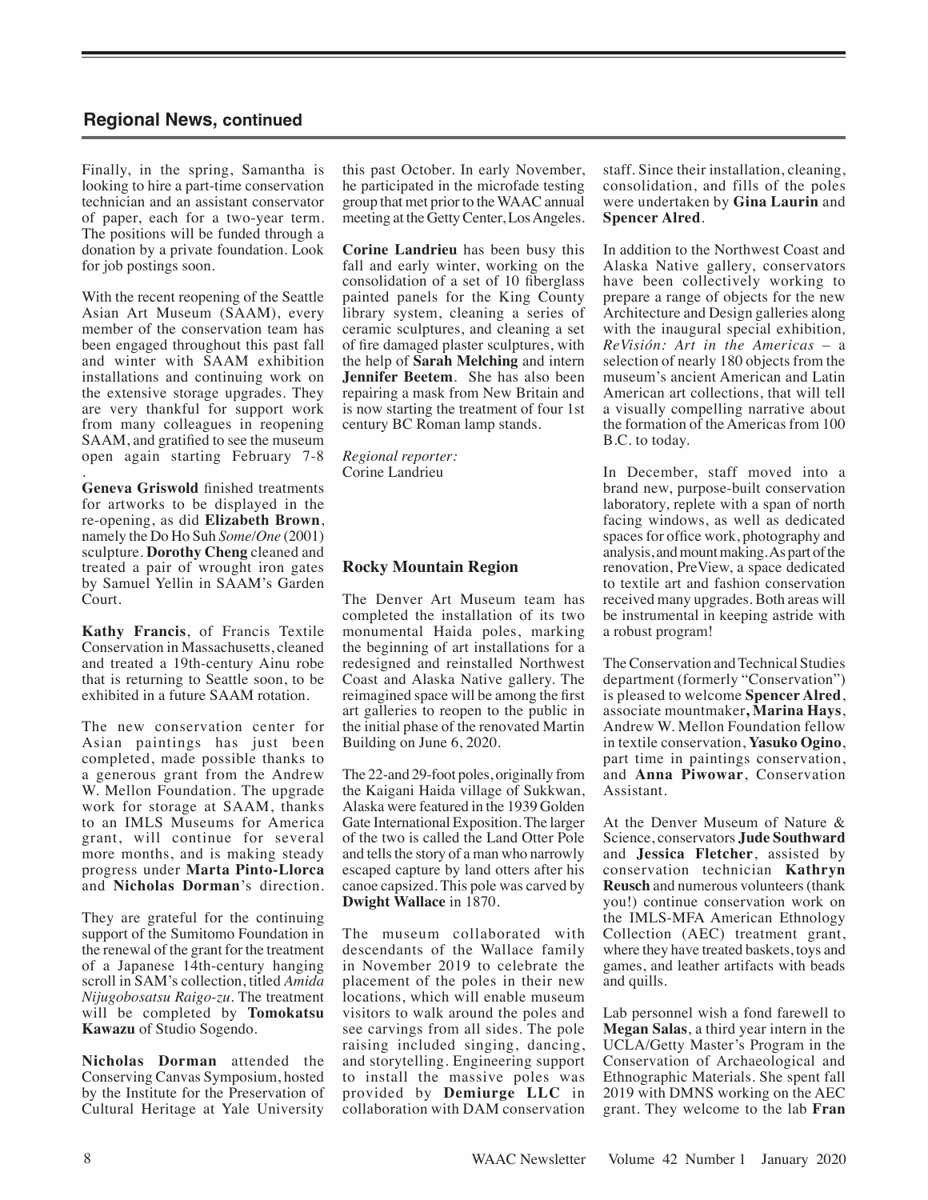## Regional News, continued

Finally, in the spring, Samantha is looking to hire a part-time conservation technician and an assistant conservator of paper, each for a two-year term. The positions will be funded through a donation by a private foundation. Look for job postings soon.

With the recent reopening of the Seattle Asian Art Museum (SAAM), every member of the conservation team has been engaged throughout this past fall and winter with SAAM exhibition installations and continuing work on the extensive storage upgrades. They are very thankful for support work from many colleagues in reopening SAAM, and gratified to see the museum open again starting February 7-8.

**Geneva Griswold** finished treatments for artworks to be displayed in the re-opening, as did **Elizabeth Brown**, namely the Do Ho Suh *Some/One* (2001) sculpture. **Dorothy Cheng** cleaned and treated a pair of wrought iron gates by Samuel Yellin in SAAM's Garden Court.

**Kathy Francis**, of Francis Textile Conservation in Massachusetts, cleaned and treated a 19th-century Ainu robe that is returning to Seattle soon, to be exhibited in a future SAAM rotation.

The new conservation center for Asian paintings has just been completed, made possible thanks to a generous grant from the Andrew W. Mellon Foundation. The upgrade work for storage at SAAM, thanks to an IMLS Museums for America grant, will continue for several more months, and is making steady progress under **Marta Pinto-Llorca** and **Nicholas Dorman**'s direction.

They are grateful for the continuing support of the Sumitomo Foundation in the renewal of the grant for the treatment of a Japanese 14th-century hanging scroll in SAM's collection, titled *Amida Nijugobosatsu Raigo-zu*. The treatment will be completed by **Tomokatsu Kawazu** of Studio Sogendo.

**Nicholas Dorman** attended the Conserving Canvas Symposium, hosted by the Institute for the Preservation of Cultural Heritage at Yale University this past October. In early November, he participated in the microfade testing group that met prior to the WAAC annual meeting at the Getty Center, Los Angeles.

**Corine Landrieu** has been busy this fall and early winter, working on the consolidation of a set of 10 fiberglass painted panels for the King County library system, cleaning a series of ceramic sculptures, and cleaning a set of fire damaged plaster sculptures, with the help of **Sarah Melching** and intern **Jennifer Beetem**. She has also been repairing a mask from New Britain and is now starting the treatment of four 1st century BC Roman lamp stands.

*Regional reporter:*
Corine Landrieu

### Rocky Mountain Region

The Denver Art Museum team has completed the installation of its two monumental Haida poles, marking the beginning of art installations for a redesigned and reinstalled Northwest Coast and Alaska Native gallery. The reimagined space will be among the first art galleries to reopen to the public in the initial phase of the renovated Martin Building on June 6, 2020.

The 22-and 29-foot poles, originally from the Kaigani Haida village of Sukkwan, Alaska were featured in the 1939 Golden Gate International Exposition. The larger of the two is called the Land Otter Pole and tells the story of a man who narrowly escaped capture by land otters after his canoe capsized. This pole was carved by **Dwight Wallace** in 1870.

The museum collaborated with descendants of the Wallace family in November 2019 to celebrate the placement of the poles in their new locations, which will enable museum visitors to walk around the poles and see carvings from all sides. The pole raising included singing, dancing, and storytelling. Engineering support to install the massive poles was provided by **Demiurge LLC** in collaboration with DAM conservation staff. Since their installation, cleaning, consolidation, and fills of the poles were undertaken by **Gina Laurin** and **Spencer Alred**.

In addition to the Northwest Coast and Alaska Native gallery, conservators have been collectively working to prepare a range of objects for the new Architecture and Design galleries along with the inaugural special exhibition, *ReVisión: Art in the Americas* – a selection of nearly 180 objects from the museum's ancient American and Latin American art collections, that will tell a visually compelling narrative about the formation of the Americas from 100 B.C. to today.

In December, staff moved into a brand new, purpose-built conservation laboratory, replete with a span of north facing windows, as well as dedicated spaces for office work, photography and analysis, and mount making. As part of the renovation, PreView, a space dedicated to textile art and fashion conservation received many upgrades. Both areas will be instrumental in keeping astride with a robust program!

The Conservation and Technical Studies department (formerly "Conservation") is pleased to welcome **Spencer Alred**, associate mountmaker**, Marina Hays**, Andrew W. Mellon Foundation fellow in textile conservation, **Yasuko Ogino**, part time in paintings conservation, and **Anna Piwowar**, Conservation Assistant.

At the Denver Museum of Nature & Science, conservators **Jude Southward** and **Jessica Fletcher**, assisted by conservation technician **Kathryn Reusch** and numerous volunteers (thank you!) continue conservation work on the IMLS-MFA American Ethnology Collection (AEC) treatment grant, where they have treated baskets, toys and games, and leather artifacts with beads and quills.

Lab personnel wish a fond farewell to **Megan Salas**, a third year intern in the UCLA/Getty Master's Program in the Conservation of Archaeological and Ethnographic Materials. She spent fall 2019 with DMNS working on the AEC grant. They welcome to the lab **Fran**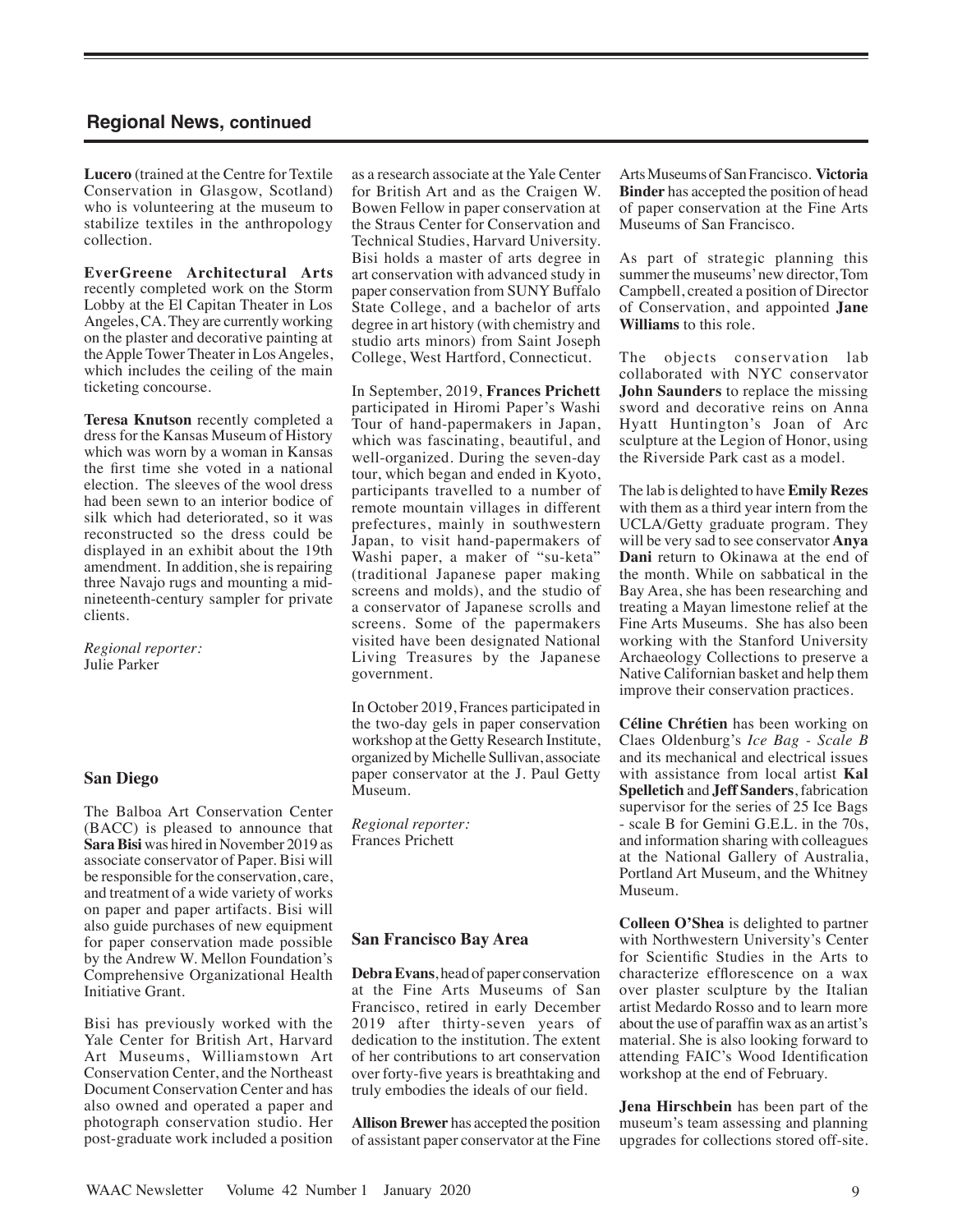## Regional News, continued

**Lucero** (trained at the Centre for Textile Conservation in Glasgow, Scotland) who is volunteering at the museum to stabilize textiles in the anthropology collection.

**EverGreene Architectural Arts** recently completed work on the Storm Lobby at the El Capitan Theater in Los Angeles, CA. They are currently working on the plaster and decorative painting at the Apple Tower Theater in Los Angeles, which includes the ceiling of the main ticketing concourse.

**Teresa Knutson** recently completed a dress for the Kansas Museum of History which was worn by a woman in Kansas the first time she voted in a national election. The sleeves of the wool dress had been sewn to an interior bodice of silk which had deteriorated, so it was reconstructed so the dress could be displayed in an exhibit about the 19th amendment. In addition, she is repairing three Navajo rugs and mounting a mid-nineteenth-century sampler for private clients.

*Regional reporter:*
Julie Parker

### San Diego

The Balboa Art Conservation Center (BACC) is pleased to announce that **Sara Bisi** was hired in November 2019 as associate conservator of Paper. Bisi will be responsible for the conservation, care, and treatment of a wide variety of works on paper and paper artifacts. Bisi will also guide purchases of new equipment for paper conservation made possible by the Andrew W. Mellon Foundation's Comprehensive Organizational Health Initiative Grant.

Bisi has previously worked with the Yale Center for British Art, Harvard Art Museums, Williamstown Art Conservation Center, and the Northeast Document Conservation Center and has also owned and operated a paper and photograph conservation studio. Her post-graduate work included a position as a research associate at the Yale Center for British Art and as the Craigen W. Bowen Fellow in paper conservation at the Straus Center for Conservation and Technical Studies, Harvard University. Bisi holds a master of arts degree in art conservation with advanced study in paper conservation from SUNY Buffalo State College, and a bachelor of arts degree in art history (with chemistry and studio arts minors) from Saint Joseph College, West Hartford, Connecticut.

In September, 2019, **Frances Prichett** participated in Hiromi Paper's Washi Tour of hand-papermakers in Japan, which was fascinating, beautiful, and well-organized. During the seven-day tour, which began and ended in Kyoto, participants travelled to a number of remote mountain villages in different prefectures, mainly in southwestern Japan, to visit hand-papermakers of Washi paper, a maker of "su-keta" (traditional Japanese paper making screens and molds), and the studio of a conservator of Japanese scrolls and screens. Some of the papermakers visited have been designated National Living Treasures by the Japanese government.

In October 2019, Frances participated in the two-day gels in paper conservation workshop at the Getty Research Institute, organized by Michelle Sullivan, associate paper conservator at the J. Paul Getty Museum.

*Regional reporter:*
Frances Prichett

### San Francisco Bay Area

**Debra Evans**, head of paper conservation at the Fine Arts Museums of San Francisco, retired in early December 2019 after thirty-seven years of dedication to the institution. The extent of her contributions to art conservation over forty-five years is breathtaking and truly embodies the ideals of our field.

**Allison Brewer** has accepted the position of assistant paper conservator at the Fine Arts Museums of San Francisco. **Victoria Binder** has accepted the position of head of paper conservation at the Fine Arts Museums of San Francisco.

As part of strategic planning this summer the museums' new director, Tom Campbell, created a position of Director of Conservation, and appointed **Jane Williams** to this role.

The objects conservation lab collaborated with NYC conservator **John Saunders** to replace the missing sword and decorative reins on Anna Hyatt Huntington's Joan of Arc sculpture at the Legion of Honor, using the Riverside Park cast as a model.

The lab is delighted to have **Emily Rezes** with them as a third year intern from the UCLA/Getty graduate program. They will be very sad to see conservator **Anya Dani** return to Okinawa at the end of the month. While on sabbatical in the Bay Area, she has been researching and treating a Mayan limestone relief at the Fine Arts Museums. She has also been working with the Stanford University Archaeology Collections to preserve a Native Californian basket and help them improve their conservation practices.

**Céline Chrétien** has been working on Claes Oldenburg's *Ice Bag - Scale B* and its mechanical and electrical issues with assistance from local artist **Kal Spelletich** and **Jeff Sanders**, fabrication supervisor for the series of 25 Ice Bags - scale B for Gemini G.E.L. in the 70s, and information sharing with colleagues at the National Gallery of Australia, Portland Art Museum, and the Whitney Museum.

**Colleen O'Shea** is delighted to partner with Northwestern University's Center for Scientific Studies in the Arts to characterize efflorescence on a wax over plaster sculpture by the Italian artist Medardo Rosso and to learn more about the use of paraffin wax as an artist's material. She is also looking forward to attending FAIC's Wood Identification workshop at the end of February.

**Jena Hirschbein** has been part of the museum's team assessing and planning upgrades for collections stored off-site.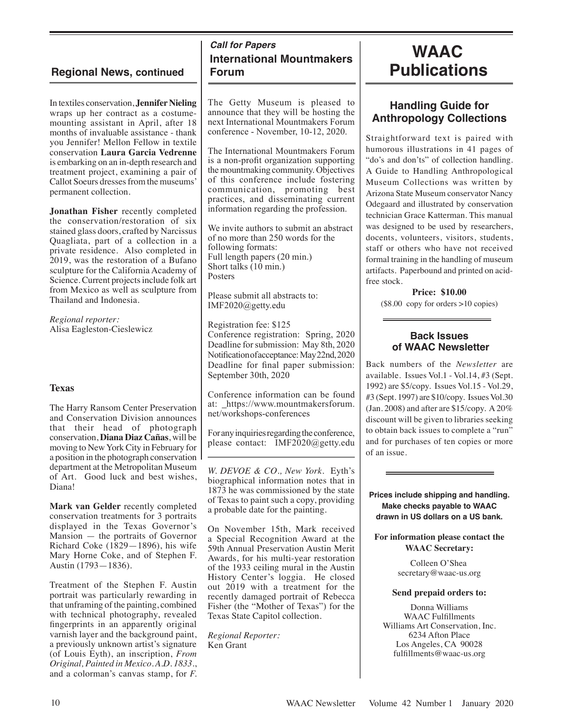## Regional News, continued

In textiles conservation, **Jennifer Nieling** wraps up her contract as a costume-mounting assistant in April, after 18 months of invaluable assistance - thank you Jennifer! Mellon Fellow in textile conservation **Laura Garcia Vedrenne** is embarking on an in-depth research and treatment project, examining a pair of Callot Soeurs dresses from the museums' permanent collection.

**Jonathan Fisher** recently completed the conservation/restoration of six stained glass doors, crafted by Narcissus Quagliata, part of a collection in a private residence. Also completed in 2019, was the restoration of a Bufano sculpture for the California Academy of Science. Current projects include folk art from Mexico as well as sculpture from Thailand and Indonesia.

*Regional reporter:*
Alisa Eagleston-Cieslewicz

### Texas

The Harry Ransom Center Preservation and Conservation Division announces that their head of photograph conservation, **Diana Diaz Cañas**, will be moving to New York City in February for a position in the photograph conservation department at the Metropolitan Museum of Art. Good luck and best wishes, Diana!

**Mark van Gelder** recently completed conservation treatments for 3 portraits displayed in the Texas Governor's Mansion — the portraits of Governor Richard Coke (1829—1896), his wife Mary Horne Coke, and of Stephen F. Austin (1793—1836).

Treatment of the Stephen F. Austin portrait was particularly rewarding in that unframing of the painting, combined with technical photography, revealed fingerprints in an apparently original varnish layer and the background paint, a previously unknown artist's signature (of Louis Eyth), an inscription, *From Original, Painted in Mexico. A.D. 1833.*, and a colorman's canvas stamp, for *F. W. DEVOE & CO., New York*. Eyth's biographical information notes that in 1873 he was commissioned by the state of Texas to paint such a copy, providing a probable date for the painting.

On November 15th, Mark received a Special Recognition Award at the 59th Annual Preservation Austin Merit Awards, for his multi-year restoration of the 1933 ceiling mural in the Austin History Center's loggia. He closed out 2019 with a treatment for the recently damaged portrait of Rebecca Fisher (the "Mother of Texas") for the Texas State Capitol collection.

*Regional Reporter:*
Ken Grant

## *Call for Papers*
## International Mountmakers Forum

The Getty Museum is pleased to announce that they will be hosting the next International Mountmakers Forum conference - November, 10-12, 2020.

The International Mountmakers Forum is a non-profit organization supporting the mountmaking community. Objectives of this conference include fostering communication, promoting best practices, and disseminating current information regarding the profession.

We invite authors to submit an abstract of no more than 250 words for the following formats:
Full length papers (20 min.)
Short talks (10 min.)
Posters

Please submit all abstracts to:
IMF2020@getty.edu

Registration fee: $125
Conference registration: Spring, 2020
Deadline for submission: May 8th, 2020
Notification of acceptance: May 22nd, 2020
Deadline for final paper submission: September 30th, 2020

Conference information can be found at: _https://www.mountmakersforum.net/workshops-conferences

For any inquiries regarding the conference, please contact: IMF2020@getty.edu

# WAAC Publications

### Handling Guide for Anthropology Collections

Straightforward text is paired with humorous illustrations in 41 pages of "do's and don'ts" of collection handling. A Guide to Handling Anthropological Museum Collections was written by Arizona State Museum conservator Nancy Odegaard and illustrated by conservation technician Grace Katterman. This manual was designed to be used by researchers, docents, volunteers, visitors, students, staff or others who have not received formal training in the handling of museum artifacts. Paperbound and printed on acid-free stock.

**Price: $10.00**
($8.00 copy for orders >10 copies)

### Back Issues of WAAC Newsletter

Back numbers of the *Newsletter* are available. Issues Vol.1 - Vol.14, #3 (Sept. 1992) are $5/copy. Issues Vol.15 - Vol.29, #3 (Sept. 1997) are $10/copy. Issues Vol.30 (Jan. 2008) and after are $15/copy. A 20% discount will be given to libraries seeking to obtain back issues to complete a "run" and for purchases of ten copies or more of an issue.

**Prices include shipping and handling. Make checks payable to WAAC drawn in US dollars on a US bank.**

**For information please contact the WAAC Secretary:**

Colleen O'Shea
secretary@waac-us.org

**Send prepaid orders to:**

Donna Williams
WAAC Fulfillments
Williams Art Conservation, Inc.
6234 Afton Place
Los Angeles, CA 90028
fulfillments@waac-us.org